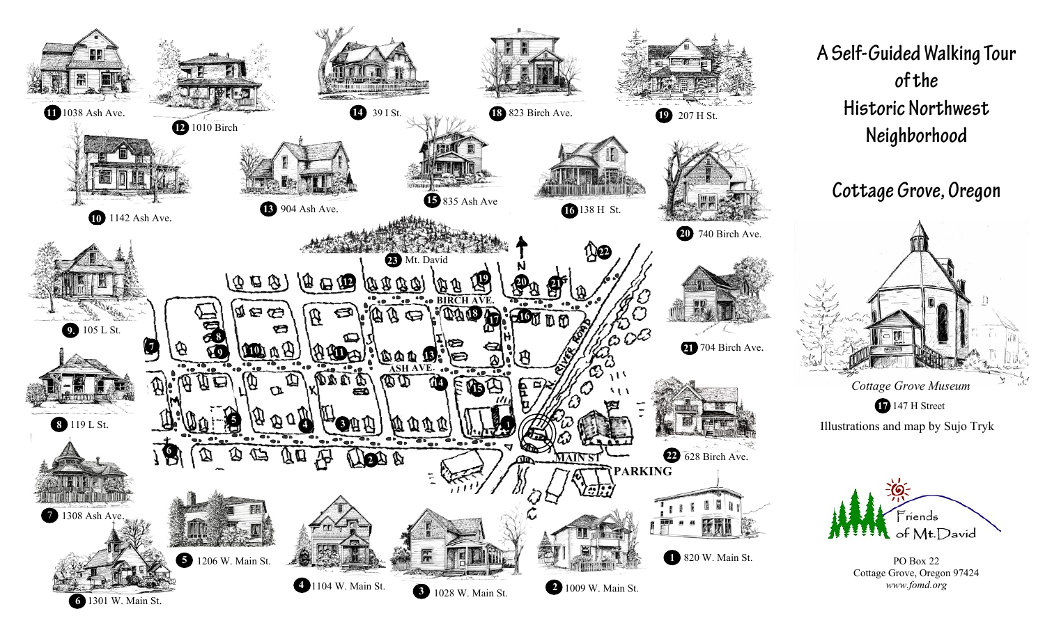# A Self-Guided Walking Tour of the Historic Northwest Neighborhood

## Cottage Grove, Oregon

*Cottage Grove Museum*

17 147 H Street

Illustrations and map by Sujo Tryk

Friends of Mt.David

PO Box 22
Cottage Grove, Oregon 97424
*www.fomd.org*

1 820 W. Main St.

2 1009 W. Main St.

3 1028 W. Main St.

4 1104 W. Main St.

5 1206 W. Main St.

6 1301 W. Main St.

7 1308 Ash Ave.

8 119 L St.

9 105 L St.

10 1142 Ash Ave.

11 1038 Ash Ave.

12 1010 Birch

13 904 Ash Ave.

14 39 I St.

15 835 Ash Ave

16 138 H St.

18 823 Birch Ave.

19 207 H St.

20 740 Birch Ave.

21 704 Birch Ave.

22 628 Birch Ave.

23 Mt. David

BIRCH AVE.

ASH AVE.

MAIN ST

RIVER ROAD

PARKING

N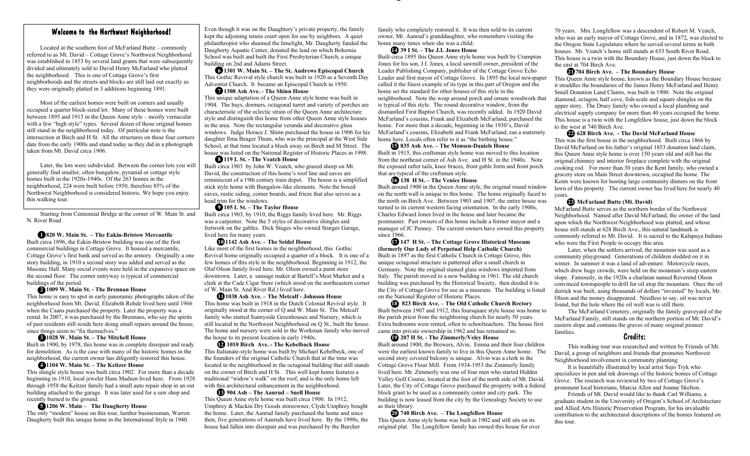## Welcome to the Northwest Neighborhood!

Located at the southern foot of McFarland Butte – commonly referred to as Mt. David – Cottage Grove's Northwest Neighborhood was established in 1853 by several land grants that were subsequently divided and ultimately sold to David Henry McFarland who platted the neighborhood. This is one of Cottage Grove's first neighborhoods and the streets and blocks are still laid out exactly as they were originally platted in 3 additions beginning 1891.

Most of the earliest homes were built on corners and usually occupied a quarter block-sized lot. Many of these homes were built between 1895 and 1915 in the Queen Anne style – mostly vernacular with a few "high style" types. Several dozen of those original homes still stand in the neighborhood today. Of particular note is the intersection at Birch and H St. All the structures on these four corners date from the early 1900s and stand today as they did in a photograph taken from Mt. David circa 1906.

Later, the lots were subdivided. Between the corner lots you will generally find smaller, often bungalow, pyramid or cottage style homes built in the 1920s-1940s. Of the 263 homes in the neighborhood, 224 were built before 1950, therefore 85% of the Northwest Neighborhood is considered historic. We hope you enjoy this walking tour.

Starting from Centennial Bridge at the corner of W. Main St. and N. River Road

**1 820 W. Main St. – The Eakin-Bristow Mercantile**
Built circa 1896, the Eakin-Bristow building was one of the first commercial buildings in Cottage Grove. It housed a mercantile, Cottage Grove's first bank and served as the armory. Originally a one story building, in 1910 a second story was added and served as the Masonic Hall. Many social events were held in the expansive space on the second floor. The corner entryway is typical of commercial buildings of the period.

**2 1009 W. Main St. - The Brennan House**
This home is easy to spot in early panoramic photographs taken of the neighborhood from Mt. David. Elizabeth Rohde lived here until 1966 when the Caans purchased the property. Later the property was a rental. In 2007, it was purchased by the Brennans, who say the spirits of past residents still reside here doing small repairs around the house, since things seem to "fix themselves."

**3 1028 W. Main St. - The Mitchell House**
Built in 1900, by 1978, this home was in complete disrepair and ready for demolition. As is the case with many of the historic homes in the neighborhood, the current owner has diligently restored this house.

**4 1104 W. Main St. – The Keitzer House**
This shingle style house was built circa 1902. For more than a decade beginning in 1910, local jeweler Hans Madsen lived here. From 1928 through 1958 the Keitzer family had a small auto repair shop in an out building attached to the garage. It was later used for a saw shop and recently burned to the ground.

**5 1206 W. Main – The Daugherty House**
The only "modern" house on this tour, lumber businessman, Warren Daugherty built this unique home in the International Style in 1940. Even though it was on the Daughtery's private property, the family kept the adjoining tennis court open for use by neighbors. A quiet philanthropist who shunned the limelight, Mr. Daugherty funded the Daugherty Aquatic Center, donated the land on which Bohemia School was built and built the First Presbyterian Church, a unique building on 2nd and Adams Street.

**6 1301 W. Main St. – The St. Andrews Episcopal Church**
This Gothic Revival style church was built in 1920 as a Seventh Day Adventist Church. It became an Episcopal Church in 1950.

**7 1308 Ash Ave. - The Shinn House**
This unique adaptation of a Queen Anne style home was built in 1904. The bays, dormers, octagonal turret and variety of porches are characteristic of the eclectic strain of the Queen Anne architecture style and distinguish this home from other Queen Anne style houses in the area. Note the rectangular veranda and decorative glass windows. Judge Horace J. Shinn purchased the house in 1906 for his daughter Ilma Beager Thum, who was the principal at the West Side School, at that time located a block away on Birch and M Street. The house was listed on the National Register of Historic Places in 1998.

**8 119 L St. - The Veatch House**
Built circa 1903 by John W. Veatch, who grazed sheep on Mt. David, the construction of this home's roof line and eaves are reminiscent of a 19th century train depot. The house is a simplified stick style home with Bungalow-like elements. Note the boxed eaves, rustic siding, corner boards, and frieze that also serves as a head trim for the windows.

**9 105 L St. – The Taylor House**
Built circa 1903, by 1910, the Riggs family lived here. Mr. Riggs was a carpenter. Note the 5 styles of decorative shingles and fretwork on the gables. Dick Stuges who owned Sturges Garage, lived here for many years.

**10 1142 Ash Ave. – The Seidel House**
Like most of the first homes in the neighborhood, this Gothic Revival home originally occupied a quarter of a block. It is one of a few homes of this style in the neighborhood. Beginning in 1912, the Olaf Olson family lived here. Mr. Olson owned a paint store downtown. Later, a sausage maker at Bartell's Meat Market and a clerk at the Cade Cigar Store (which stood on the northeastern corner of W. Main St. And River Rd.) lived here.

**11 1038 Ash Ave. – The Metcalf - Johnson House**
This home was built in 1918 in the Dutch Colonial Revival style. It originally stood at the corner of Q and W. Main St. The Metcalf family who started Sunnyside Greenhouses and Nursery, which is still located in the Northwest Neighborhood on Q St., built the house. The home and nursery were sold to the Workman family who moved the house to its present location in early 1940s.

**12 1010 Birch Ave. - The Kebelback House**
This Italianate-style home was built by Michael Kebelbeck, one of the founders of the original Catholic Church that at the time was located in the neighborhood in the octagonal building that still stands on the corner of Birch and H St. This well kept home features a traditional "widow's walk" on the roof, and is the only home left with this architectural enhancement in the neighborhood.

**13 904 Ash – The Aanrud – Snell House**
This Queen Anne style home was built circa 1900. In 1912, Umphrey & Mackin Dry Goods storeowner, Clyde Umphrey bought the home. Later, the Aanrud family purchased the home and since then, five generations of Aanruds have lived here. By the 1990s, the house had fallen into disrepair and was purchased by the Burcher family who completely restored it. It was then sold to its current owner, Mr. Aanrud's granddaughter, who remembers visiting the home many times when she was a child.

**14 39 I St. – The J.I. Jones House**
Built circa 1895 this Queen Anne style home was built by Crampton Jones for his son, J.I. Jones, a local sawmill owner, president of the Leader Publishing Company, publisher of the Cottage Grove Echo Leader and first mayor of Cottage Grove. In 1895 the local newspaper called it the finest example of its type in this part of Oregon and the home set the standard for other houses of this style in the neighborhood. Note the wrap around porch and ornate woodwork that is typical of this style. The round decorative window, from the dismantled First Baptist Church, was recently added. In 1920 David McFarland's cousins, Frank and Elizabeth McFarland, purchased the home. For more than a decade, beginning in the 1930's, David McFarland's cousins, Elizabeth and Frank McFarland, ran a maternity home here. Locals often refer to it as "the birthing house."

**15 835 Ash Ave. – The Monsen-Daniels House**
Built in 1915, this craftsman style home was moved to this location from the northeast corner of Ash Ave. and H St. in the 1940s. Note the exposed rafter tails, knee braces, front gable form and front porch that are typical of the craftsman style.

**16 138 H St. – The Venice House**
Built around 1900 in the Queen Anne style, the original round window on the north wall is unique to this home. The home originally faced to the north on Birch Ave. Between 1903 and 1907, the entire house was turned to its current western facing orientation. In the early 1900s, Charles Edward Jones lived in the house and later became the postmaster. Past owners of this home include a former mayor and a manager of JC Penney. The current owners have owned this property since 1966.

**17 147 H St. – The Cottage Grove Historical Museum (formerly Our Lady of Perpetual Help Catholic Church)**
Built in 1897 as the first Catholic Church in Cottage Grove, this unique octagonal structure is patterned after a small church in Germany. Note the original stained glass windows imported from Italy. The parish moved to a new building in 1961. The old church building was purchased by the Historical Society, then deeded it to the City of Cottage Grove for use as a museum. The building is listed on the National Register of Historic Places.

**18 823 Birch Ave. – The Old Catholic Church Rectory**
Built between 1907 and 1912, this foursquare style house was home to the parish priest from the neighboring church for nearly 50 years. Extra bedrooms were rented, often to schoolteachers. The house first came into private ownership in 1962 and has remained so.

**19 207 H St. - The Zimmerly/Veley House**
Built around 1900, the Brewers, Alvin, Emma and their four children were the earliest known family to live in this Queen Anne home. The second story covered balcony is unique. Alvin was a clerk in the Cottage Grove Flour Mill. From 1934-1953 the Zimmerly family lived here. Mr. Zimmerly was one of four men who started Hidden Valley Golf Course, located at the foot of the north side of Mt. David. Later, the City of Cottage Grove purchased the property with a federal block grant to be used as a community center and city park. The building is now leased from the city by the Genealogy Society to use as their library.

**20 740 Birch Ave. – The Longfellow House**
This Queen Anne style home was built in 1902 and still sits on its original plat. The Longfellow family has owned this house for over 70 years. Mrs. Longfellow was a descendent of Robert M. Veatch, who was an early mayor of Cottage Grove, and in 1872, was elected to the Oregon State Legislature where he served several terms in both houses. Mr. Veatch's home still stands at 653 South River Road. This house is a twin with the Boundary House, just down the block to the east at 704 Birch Ave.

**21 704 Birch Ave. – The Boundary House**
This Queen Anne style house, known as the Boundary House because it straddles the boundaries of the James Henry McFarland and Henry Small Donation Land Claims, was built in 1900. Note the original diamond, octagon, half cove, fish-scale and square shingles on the upper story. The Drury family who owned a local plumbing and electrical supply company for more than 40 years occupied the home. This house is a twin with the Longfellow house, just down the block to the west at 740 Birch Ave.

**22 628 Birch Ave. - The David McFarland House**
This was the first house in the neighborhood. Built circa 1866 by David McFarland on his father's original 1853 donation land claim, this Queen Anne style home is over 150 years old and still has the original chimney and interior fireplace complete with the original cooking rod. For more than 30 years the Kent family, who owned a grocery store on Main Street downtown, occupied the home. The Kents were known for hosting large community dinners on the front lawn of this property. The current owner has lived here for nearly 40 years.

**23 McFarland Butte (Mt. David)**
McFarland Butte serves as the northern border of the Northwest Neighborhood. Named after David McFarland, the owner of the land upon which the Northwest Neighborhood was platted, and whose house still stands at 628 Birch Ave., this natural landmark is commonly referred to Mt. David. It is sacred to the Kalapuya Indians who were the First People to occupy this area.

Later, when the settlers arrived, the mountain was used as a community playground. Generations of children sledded on it in winter. In summer it was a land of adventure. Motorcycle races, which drew huge crowds, were held on the mountain's steep eastern slope. Famously, in the 1920s a charlatan named Reverend Olson convinced townspeople to drill for oil atop the mountain. Once the oil derrick was built, using thousands of dollars "invested" by locals, Mr. Olson and the money disappeared. Needless to say, oil was never found, but the hole where the oil well was is still there.

The McFarland Cemetery, originally the family graveyard of the McFarland Family, still stands on the northern portion of Mt. David's eastern slope and contains the graves of many original pioneer families.

## Credits:

This walking tour was researched and written by Friends of Mt. David, a group of neighbors and friends that promotes Northwest Neighborhood involvement in community planning.

It is beautifully illustrated by local artist Sujo Tryk who specializes in pen and ink drawings of the historic homes of Cottage Grove. The research was reviewed by two of Cottage Grove's prominent local historians, Marcia Allen and Joanne Skelton.

Friends of Mt. David would like to thank Carl Williams, a graduate student in the University of Oregon's School of Architecture and Allied Arts Historic Preservation Program, for his invaluable contribution to the architectural descriptions of the homes featured on this tour.